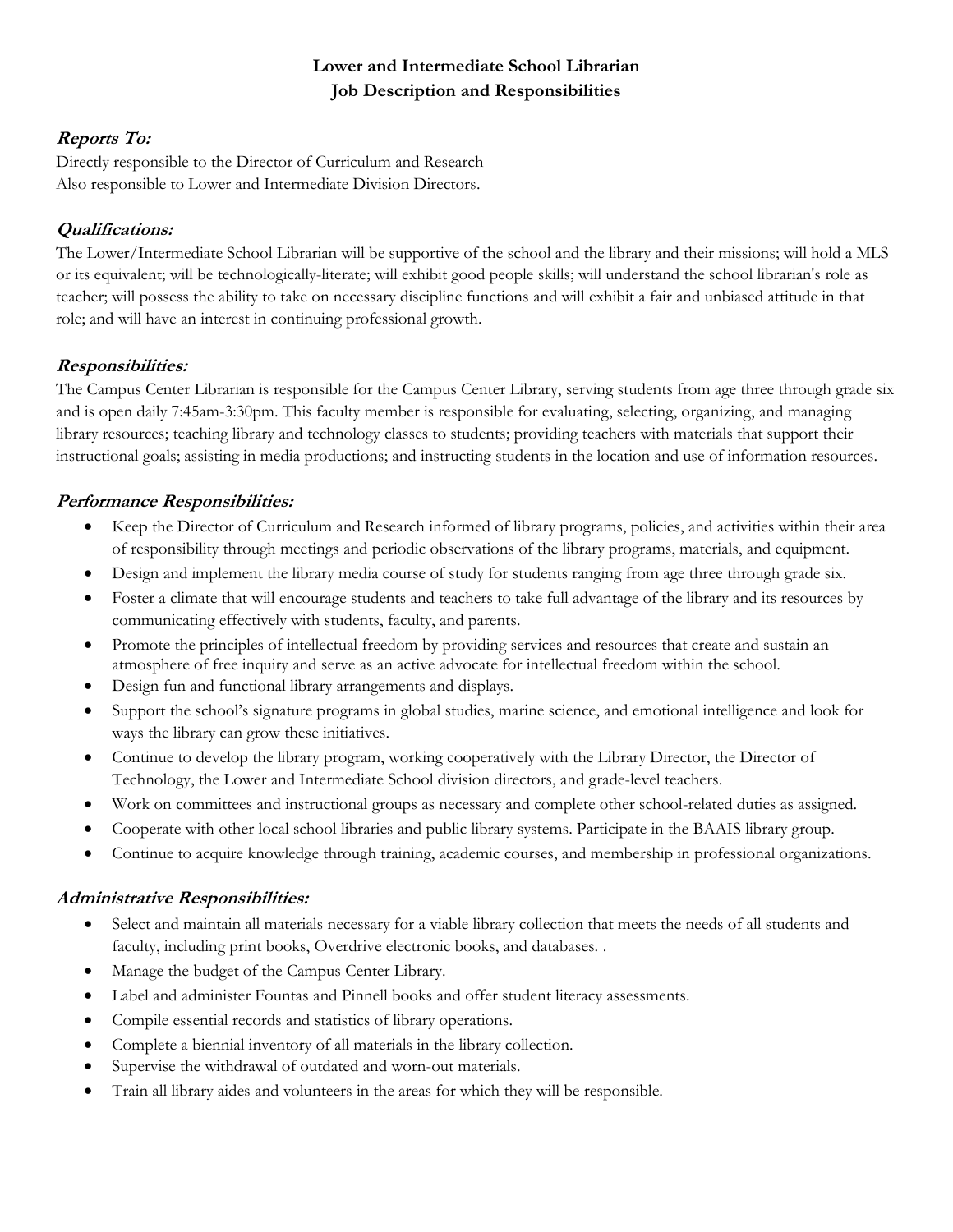# Lower and Intermediate School Librarian
# Job Description and Responsibilities

### *Reports To:*

Directly responsible to the Director of Curriculum and Research
Also responsible to Lower and Intermediate Division Directors.

### *Qualifications:*

The Lower/Intermediate School Librarian will be supportive of the school and the library and their missions; will hold a MLS or its equivalent; will be technologically-literate; will exhibit good people skills; will understand the school librarian's role as teacher; will possess the ability to take on necessary discipline functions and will exhibit a fair and unbiased attitude in that role; and will have an interest in continuing professional growth.

### *Responsibilities:*

The Campus Center Librarian is responsible for the Campus Center Library, serving students from age three through grade six and is open daily 7:45am-3:30pm. This faculty member is responsible for evaluating, selecting, organizing, and managing library resources; teaching library and technology classes to students; providing teachers with materials that support their instructional goals; assisting in media productions; and instructing students in the location and use of information resources.

### *Performance Responsibilities:*

- Keep the Director of Curriculum and Research informed of library programs, policies, and activities within their area of responsibility through meetings and periodic observations of the library programs, materials, and equipment.
- Design and implement the library media course of study for students ranging from age three through grade six.
- Foster a climate that will encourage students and teachers to take full advantage of the library and its resources by communicating effectively with students, faculty, and parents.
- Promote the principles of intellectual freedom by providing services and resources that create and sustain an atmosphere of free inquiry and serve as an active advocate for intellectual freedom within the school.
- Design fun and functional library arrangements and displays.
- Support the school's signature programs in global studies, marine science, and emotional intelligence and look for ways the library can grow these initiatives.
- Continue to develop the library program, working cooperatively with the Library Director, the Director of Technology, the Lower and Intermediate School division directors, and grade-level teachers.
- Work on committees and instructional groups as necessary and complete other school-related duties as assigned.
- Cooperate with other local school libraries and public library systems. Participate in the BAAIS library group.
- Continue to acquire knowledge through training, academic courses, and membership in professional organizations.

### *Administrative Responsibilities:*

- Select and maintain all materials necessary for a viable library collection that meets the needs of all students and faculty, including print books, Overdrive electronic books, and databases. .
- Manage the budget of the Campus Center Library.
- Label and administer Fountas and Pinnell books and offer student literacy assessments.
- Compile essential records and statistics of library operations.
- Complete a biennial inventory of all materials in the library collection.
- Supervise the withdrawal of outdated and worn-out materials.
- Train all library aides and volunteers in the areas for which they will be responsible.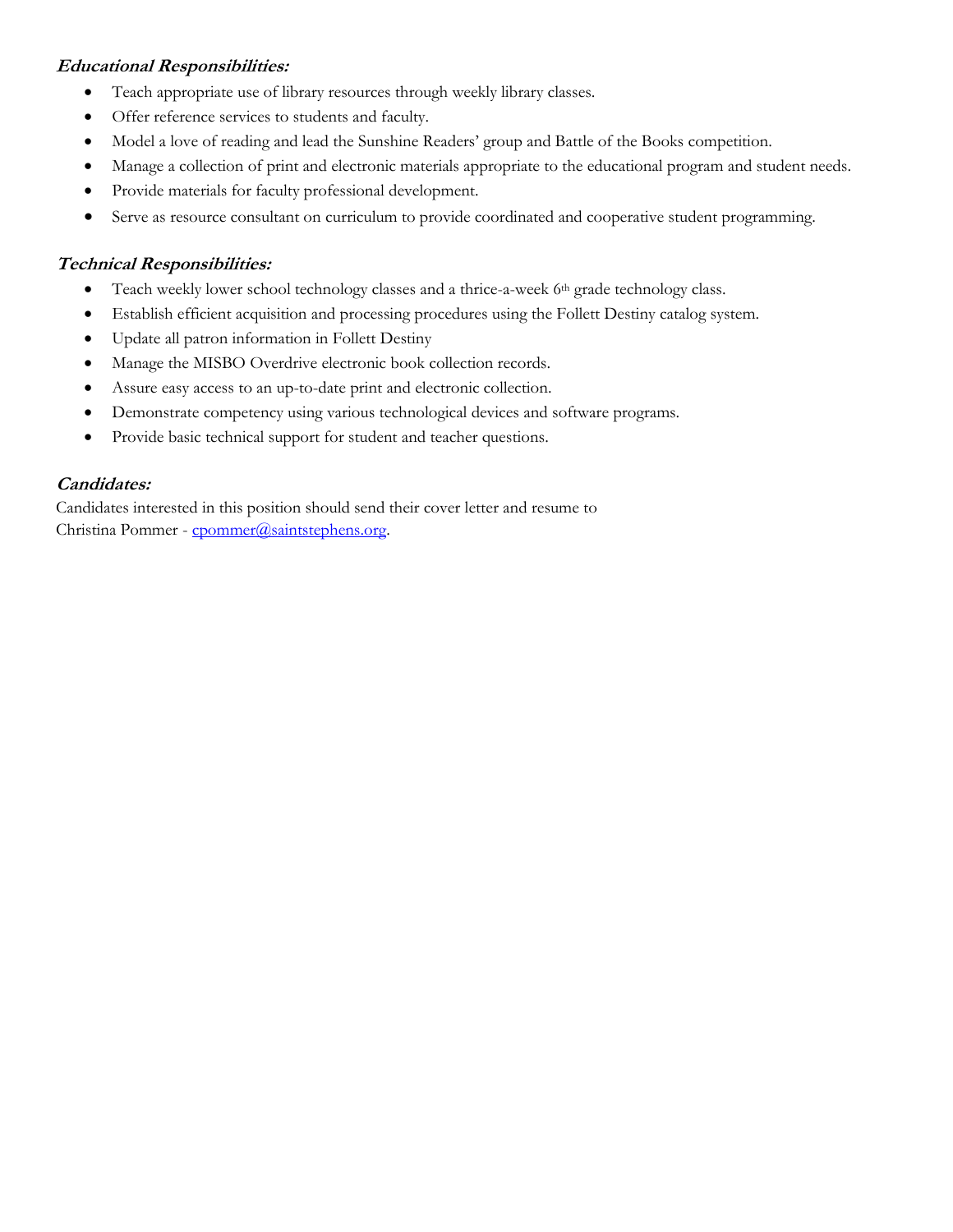### ***Educational Responsibilities:***

- Teach appropriate use of library resources through weekly library classes.
- Offer reference services to students and faculty.
- Model a love of reading and lead the Sunshine Readers' group and Battle of the Books competition.
- Manage a collection of print and electronic materials appropriate to the educational program and student needs.
- Provide materials for faculty professional development.
- Serve as resource consultant on curriculum to provide coordinated and cooperative student programming.

### ***Technical Responsibilities:***

- Teach weekly lower school technology classes and a thrice-a-week 6th grade technology class.
- Establish efficient acquisition and processing procedures using the Follett Destiny catalog system.
- Update all patron information in Follett Destiny
- Manage the MISBO Overdrive electronic book collection records.
- Assure easy access to an up-to-date print and electronic collection.
- Demonstrate competency using various technological devices and software programs.
- Provide basic technical support for student and teacher questions.

### ***Candidates:***

Candidates interested in this position should send their cover letter and resume to
Christina Pommer - cpommer@saintstephens.org.